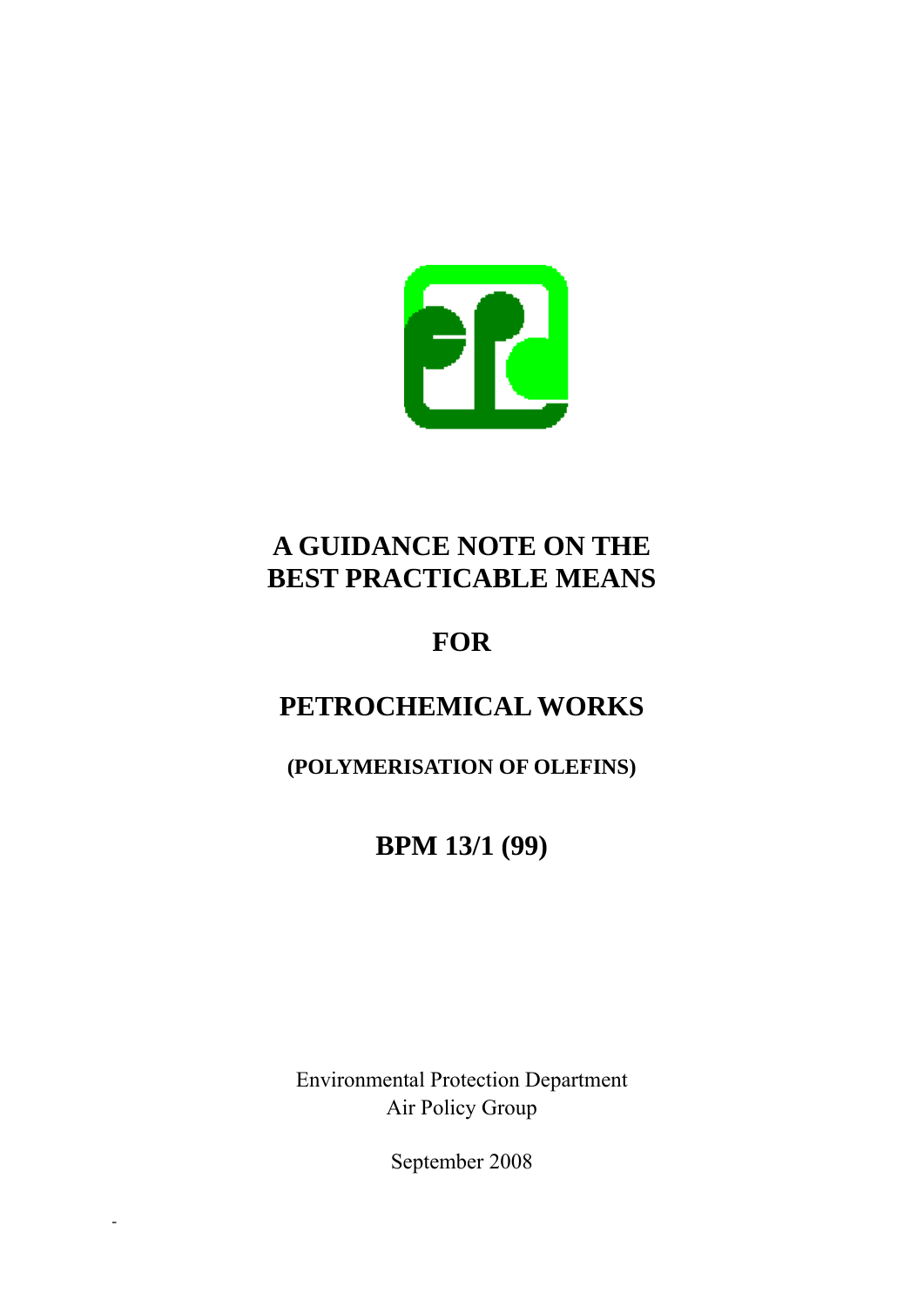# A GUIDANCE NOTE ON THE BEST PRACTICABLE MEANS

# FOR

# PETROCHEMICAL WORKS

## (POLYMERISATION OF OLEFINS)

## BPM 13/1 (99)

Environmental Protection Department
Air Policy Group

September 2008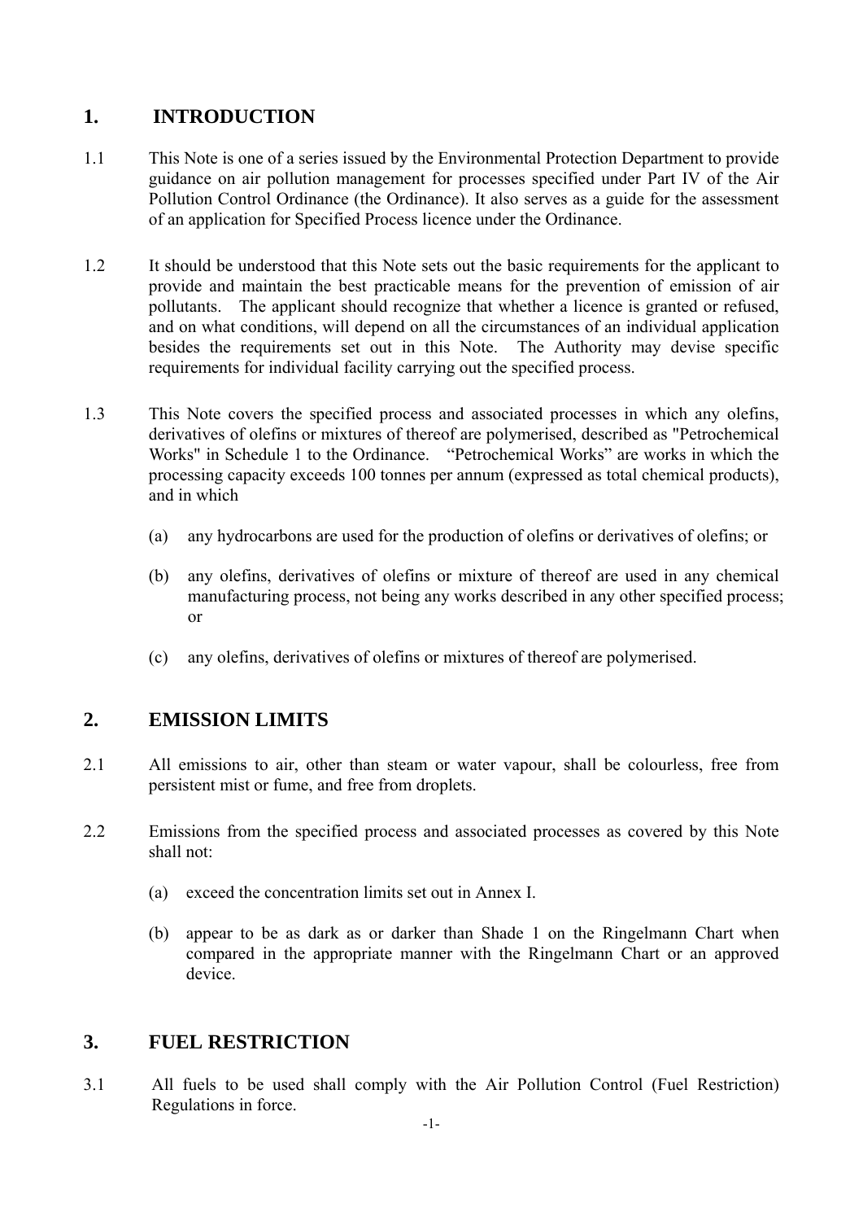## 1. INTRODUCTION

1.1 This Note is one of a series issued by the Environmental Protection Department to provide guidance on air pollution management for processes specified under Part IV of the Air Pollution Control Ordinance (the Ordinance). It also serves as a guide for the assessment of an application for Specified Process licence under the Ordinance.

1.2 It should be understood that this Note sets out the basic requirements for the applicant to provide and maintain the best practicable means for the prevention of emission of air pollutants. The applicant should recognize that whether a licence is granted or refused, and on what conditions, will depend on all the circumstances of an individual application besides the requirements set out in this Note. The Authority may devise specific requirements for individual facility carrying out the specified process.

1.3 This Note covers the specified process and associated processes in which any olefins, derivatives of olefins or mixtures of thereof are polymerised, described as "Petrochemical Works" in Schedule 1 to the Ordinance. "Petrochemical Works" are works in which the processing capacity exceeds 100 tonnes per annum (expressed as total chemical products), and in which

(a) any hydrocarbons are used for the production of olefins or derivatives of olefins; or

(b) any olefins, derivatives of olefins or mixture of thereof are used in any chemical manufacturing process, not being any works described in any other specified process; or

(c) any olefins, derivatives of olefins or mixtures of thereof are polymerised.

## 2. EMISSION LIMITS

2.1 All emissions to air, other than steam or water vapour, shall be colourless, free from persistent mist or fume, and free from droplets.

2.2 Emissions from the specified process and associated processes as covered by this Note shall not:

(a) exceed the concentration limits set out in Annex I.

(b) appear to be as dark as or darker than Shade 1 on the Ringelmann Chart when compared in the appropriate manner with the Ringelmann Chart or an approved device.

## 3. FUEL RESTRICTION

3.1 All fuels to be used shall comply with the Air Pollution Control (Fuel Restriction) Regulations in force.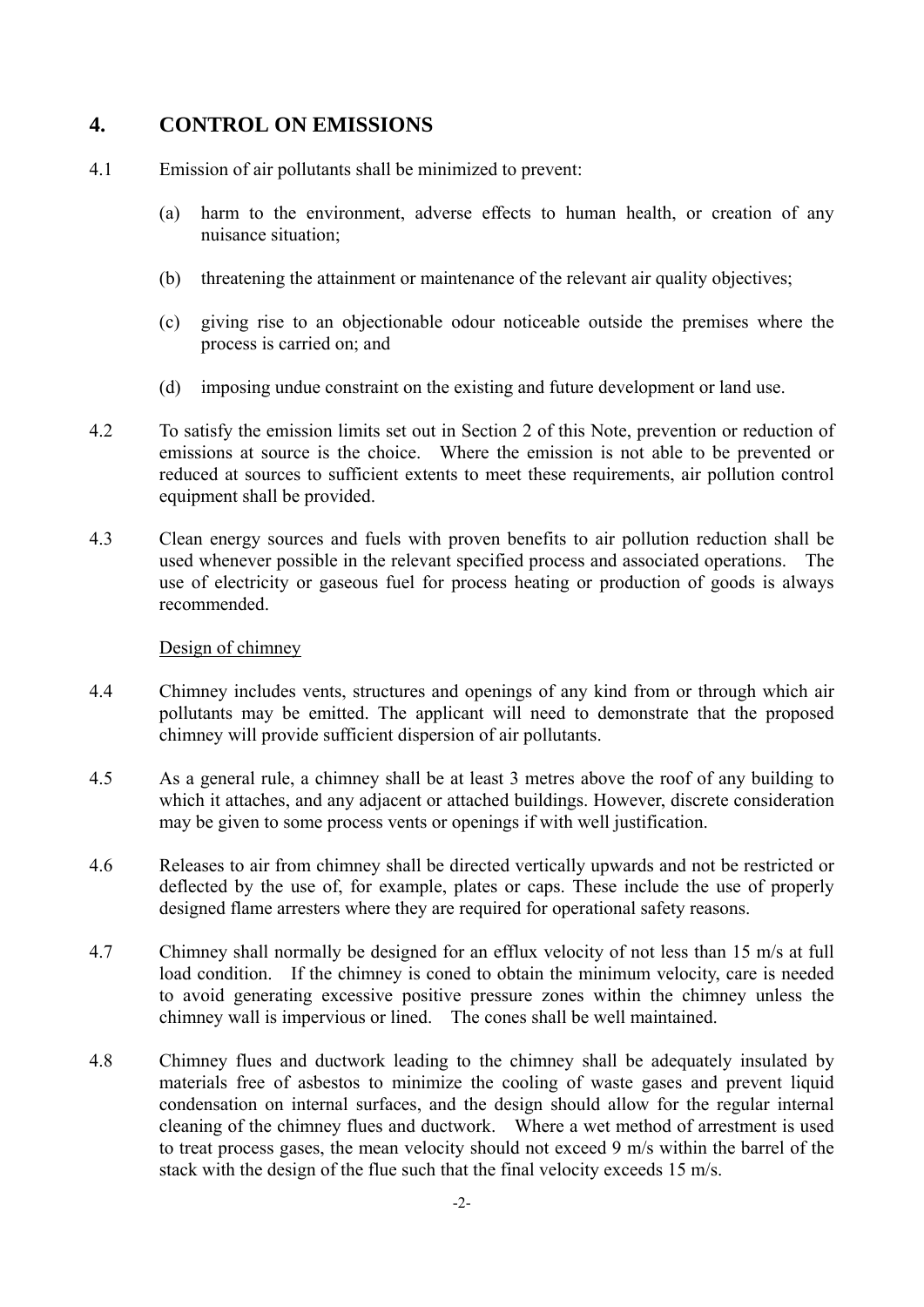## 4. CONTROL ON EMISSIONS

4.1 Emission of air pollutants shall be minimized to prevent:

(a) harm to the environment, adverse effects to human health, or creation of any nuisance situation;

(b) threatening the attainment or maintenance of the relevant air quality objectives;

(c) giving rise to an objectionable odour noticeable outside the premises where the process is carried on; and

(d) imposing undue constraint on the existing and future development or land use.

4.2 To satisfy the emission limits set out in Section 2 of this Note, prevention or reduction of emissions at source is the choice. Where the emission is not able to be prevented or reduced at sources to sufficient extents to meet these requirements, air pollution control equipment shall be provided.

4.3 Clean energy sources and fuels with proven benefits to air pollution reduction shall be used whenever possible in the relevant specified process and associated operations. The use of electricity or gaseous fuel for process heating or production of goods is always recommended.

Design of chimney

4.4 Chimney includes vents, structures and openings of any kind from or through which air pollutants may be emitted. The applicant will need to demonstrate that the proposed chimney will provide sufficient dispersion of air pollutants.

4.5 As a general rule, a chimney shall be at least 3 metres above the roof of any building to which it attaches, and any adjacent or attached buildings. However, discrete consideration may be given to some process vents or openings if with well justification.

4.6 Releases to air from chimney shall be directed vertically upwards and not be restricted or deflected by the use of, for example, plates or caps. These include the use of properly designed flame arresters where they are required for operational safety reasons.

4.7 Chimney shall normally be designed for an efflux velocity of not less than 15 m/s at full load condition. If the chimney is coned to obtain the minimum velocity, care is needed to avoid generating excessive positive pressure zones within the chimney unless the chimney wall is impervious or lined. The cones shall be well maintained.

4.8 Chimney flues and ductwork leading to the chimney shall be adequately insulated by materials free of asbestos to minimize the cooling of waste gases and prevent liquid condensation on internal surfaces, and the design should allow for the regular internal cleaning of the chimney flues and ductwork. Where a wet method of arrestment is used to treat process gases, the mean velocity should not exceed 9 m/s within the barrel of the stack with the design of the flue such that the final velocity exceeds 15 m/s.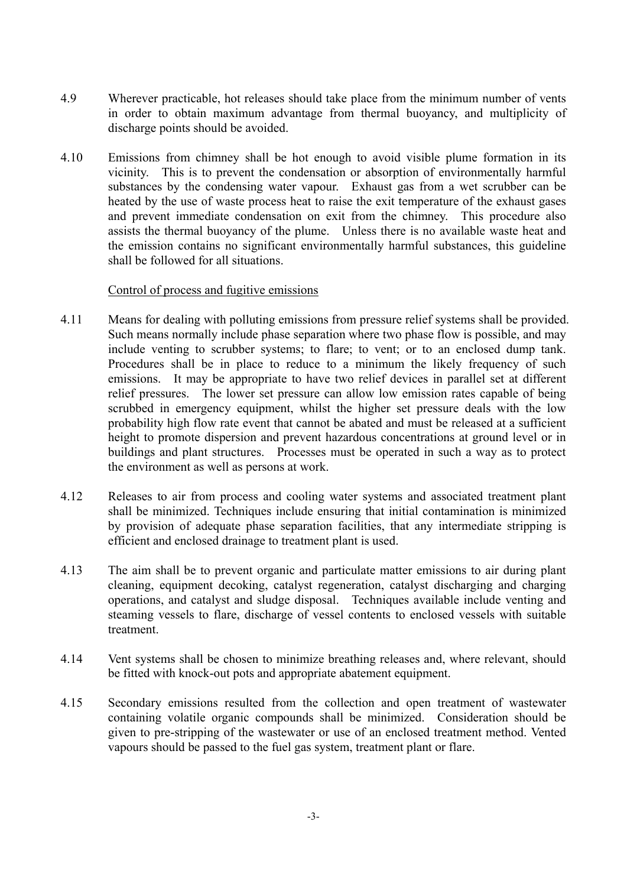4.9 Wherever practicable, hot releases should take place from the minimum number of vents in order to obtain maximum advantage from thermal buoyancy, and multiplicity of discharge points should be avoided.

4.10 Emissions from chimney shall be hot enough to avoid visible plume formation in its vicinity. This is to prevent the condensation or absorption of environmentally harmful substances by the condensing water vapour. Exhaust gas from a wet scrubber can be heated by the use of waste process heat to raise the exit temperature of the exhaust gases and prevent immediate condensation on exit from the chimney. This procedure also assists the thermal buoyancy of the plume. Unless there is no available waste heat and the emission contains no significant environmentally harmful substances, this guideline shall be followed for all situations.

<u>Control of process and fugitive emissions</u>

4.11 Means for dealing with polluting emissions from pressure relief systems shall be provided. Such means normally include phase separation where two phase flow is possible, and may include venting to scrubber systems; to flare; to vent; or to an enclosed dump tank. Procedures shall be in place to reduce to a minimum the likely frequency of such emissions. It may be appropriate to have two relief devices in parallel set at different relief pressures. The lower set pressure can allow low emission rates capable of being scrubbed in emergency equipment, whilst the higher set pressure deals with the low probability high flow rate event that cannot be abated and must be released at a sufficient height to promote dispersion and prevent hazardous concentrations at ground level or in buildings and plant structures. Processes must be operated in such a way as to protect the environment as well as persons at work.

4.12 Releases to air from process and cooling water systems and associated treatment plant shall be minimized. Techniques include ensuring that initial contamination is minimized by provision of adequate phase separation facilities, that any intermediate stripping is efficient and enclosed drainage to treatment plant is used.

4.13 The aim shall be to prevent organic and particulate matter emissions to air during plant cleaning, equipment decoking, catalyst regeneration, catalyst discharging and charging operations, and catalyst and sludge disposal. Techniques available include venting and steaming vessels to flare, discharge of vessel contents to enclosed vessels with suitable treatment.

4.14 Vent systems shall be chosen to minimize breathing releases and, where relevant, should be fitted with knock-out pots and appropriate abatement equipment.

4.15 Secondary emissions resulted from the collection and open treatment of wastewater containing volatile organic compounds shall be minimized. Consideration should be given to pre-stripping of the wastewater or use of an enclosed treatment method. Vented vapours should be passed to the fuel gas system, treatment plant or flare.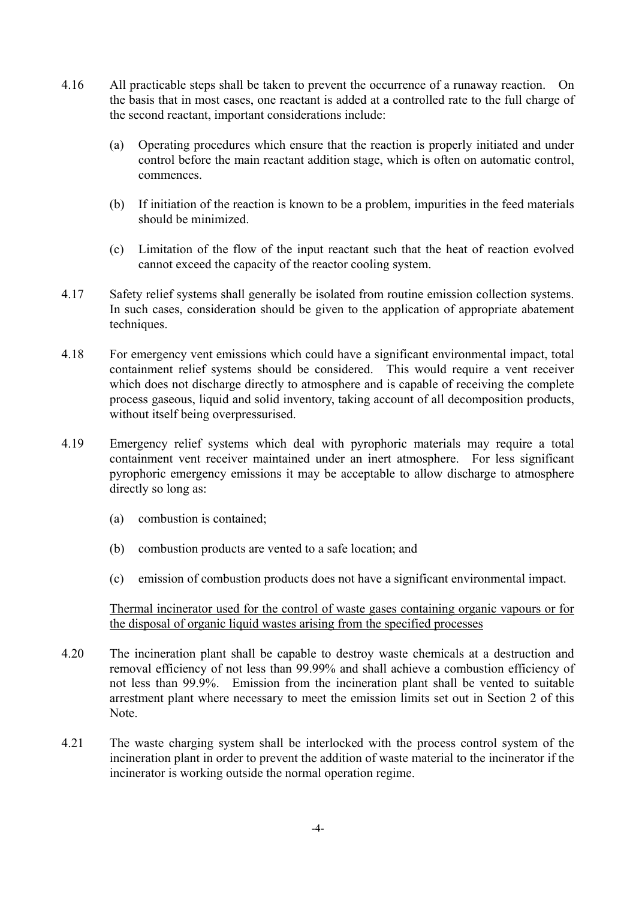4.16 All practicable steps shall be taken to prevent the occurrence of a runaway reaction. On the basis that in most cases, one reactant is added at a controlled rate to the full charge of the second reactant, important considerations include:

(a) Operating procedures which ensure that the reaction is properly initiated and under control before the main reactant addition stage, which is often on automatic control, commences.

(b) If initiation of the reaction is known to be a problem, impurities in the feed materials should be minimized.

(c) Limitation of the flow of the input reactant such that the heat of reaction evolved cannot exceed the capacity of the reactor cooling system.

4.17 Safety relief systems shall generally be isolated from routine emission collection systems. In such cases, consideration should be given to the application of appropriate abatement techniques.

4.18 For emergency vent emissions which could have a significant environmental impact, total containment relief systems should be considered. This would require a vent receiver which does not discharge directly to atmosphere and is capable of receiving the complete process gaseous, liquid and solid inventory, taking account of all decomposition products, without itself being overpressurised.

4.19 Emergency relief systems which deal with pyrophoric materials may require a total containment vent receiver maintained under an inert atmosphere. For less significant pyrophoric emergency emissions it may be acceptable to allow discharge to atmosphere directly so long as:

(a) combustion is contained;

(b) combustion products are vented to a safe location; and

(c) emission of combustion products does not have a significant environmental impact.

<u>Thermal incinerator used for the control of waste gases containing organic vapours or for the disposal of organic liquid wastes arising from the specified processes</u>

4.20 The incineration plant shall be capable to destroy waste chemicals at a destruction and removal efficiency of not less than 99.99% and shall achieve a combustion efficiency of not less than 99.9%. Emission from the incineration plant shall be vented to suitable arrestment plant where necessary to meet the emission limits set out in Section 2 of this Note.

4.21 The waste charging system shall be interlocked with the process control system of the incineration plant in order to prevent the addition of waste material to the incinerator if the incinerator is working outside the normal operation regime.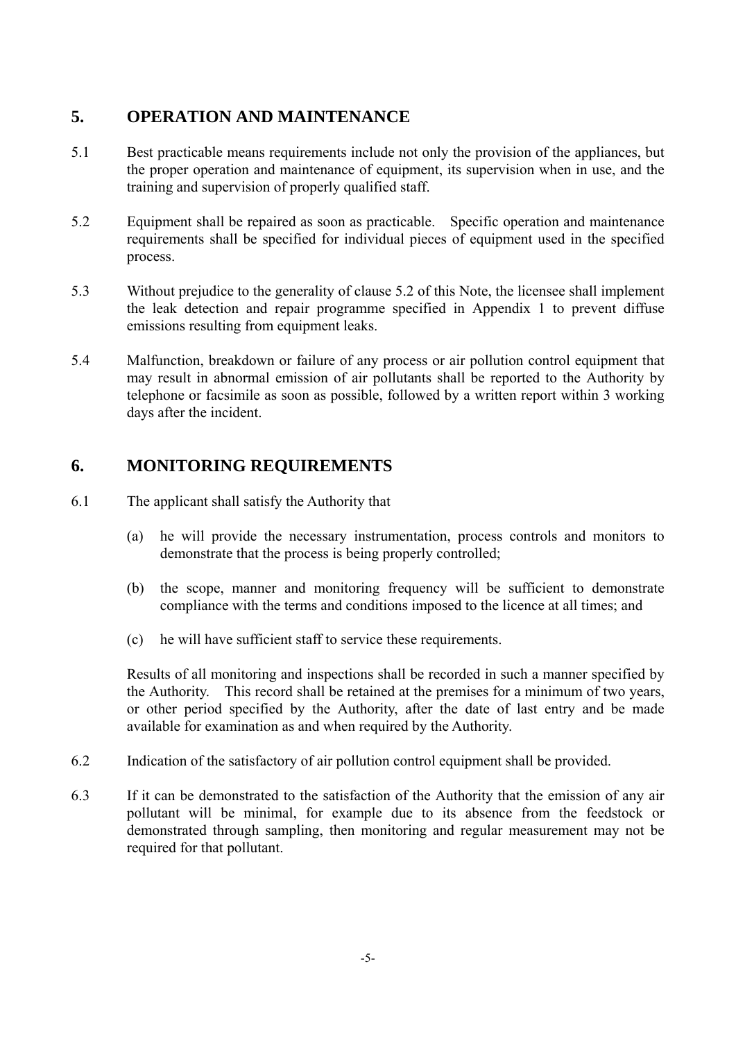## 5. OPERATION AND MAINTENANCE

5.1 Best practicable means requirements include not only the provision of the appliances, but the proper operation and maintenance of equipment, its supervision when in use, and the training and supervision of properly qualified staff.

5.2 Equipment shall be repaired as soon as practicable. Specific operation and maintenance requirements shall be specified for individual pieces of equipment used in the specified process.

5.3 Without prejudice to the generality of clause 5.2 of this Note, the licensee shall implement the leak detection and repair programme specified in Appendix 1 to prevent diffuse emissions resulting from equipment leaks.

5.4 Malfunction, breakdown or failure of any process or air pollution control equipment that may result in abnormal emission of air pollutants shall be reported to the Authority by telephone or facsimile as soon as possible, followed by a written report within 3 working days after the incident.

## 6. MONITORING REQUIREMENTS

6.1 The applicant shall satisfy the Authority that

(a) he will provide the necessary instrumentation, process controls and monitors to demonstrate that the process is being properly controlled;

(b) the scope, manner and monitoring frequency will be sufficient to demonstrate compliance with the terms and conditions imposed to the licence at all times; and

(c) he will have sufficient staff to service these requirements.

Results of all monitoring and inspections shall be recorded in such a manner specified by the Authority. This record shall be retained at the premises for a minimum of two years, or other period specified by the Authority, after the date of last entry and be made available for examination as and when required by the Authority.

6.2 Indication of the satisfactory of air pollution control equipment shall be provided.

6.3 If it can be demonstrated to the satisfaction of the Authority that the emission of any air pollutant will be minimal, for example due to its absence from the feedstock or demonstrated through sampling, then monitoring and regular measurement may not be required for that pollutant.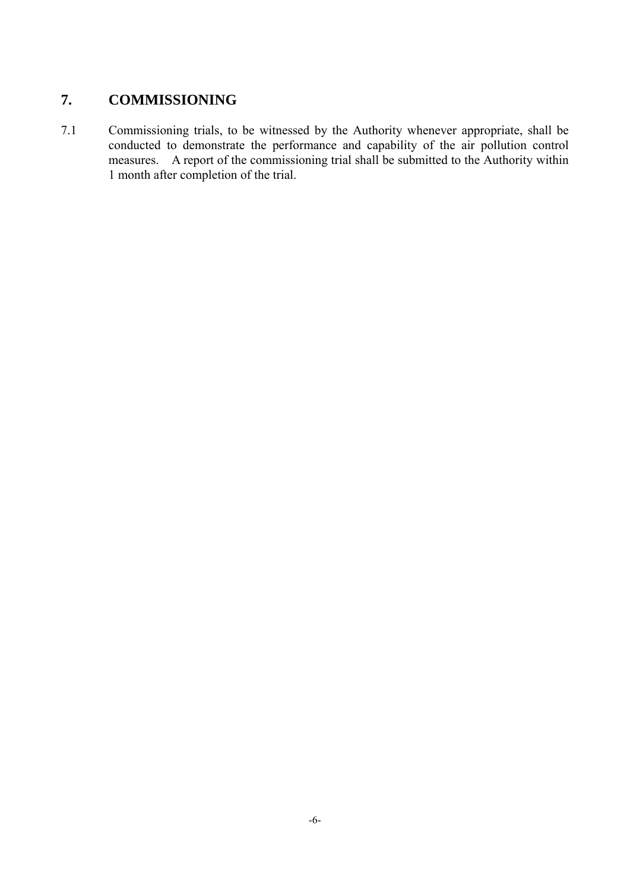## 7. COMMISSIONING

7.1 Commissioning trials, to be witnessed by the Authority whenever appropriate, shall be conducted to demonstrate the performance and capability of the air pollution control measures. A report of the commissioning trial shall be submitted to the Authority within 1 month after completion of the trial.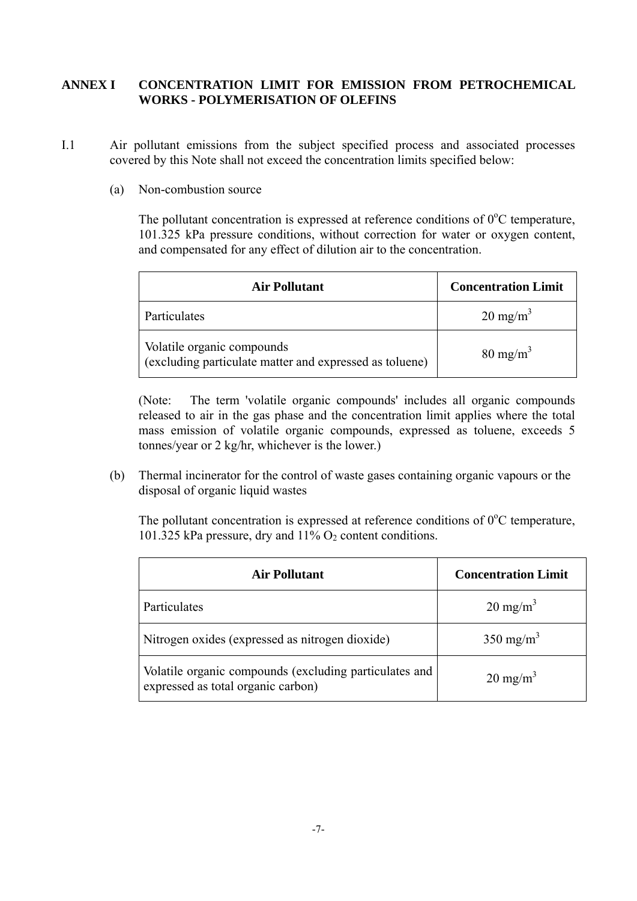## ANNEX I CONCENTRATION LIMIT FOR EMISSION FROM PETROCHEMICAL WORKS - POLYMERISATION OF OLEFINS

I.1 Air pollutant emissions from the subject specified process and associated processes covered by this Note shall not exceed the concentration limits specified below:

(a) Non-combustion source

The pollutant concentration is expressed at reference conditions of $0^oC$ temperature, 101.325 kPa pressure conditions, without correction for water or oxygen content, and compensated for any effect of dilution air to the concentration.

| Air Pollutant | Concentration Limit |
|---|---|
| Particulates | 20 $mg/m^3$ |
| Volatile organic compounds (excluding particulate matter and expressed as toluene) | 80 $mg/m^3$ |

(Note: The term 'volatile organic compounds' includes all organic compounds released to air in the gas phase and the concentration limit applies where the total mass emission of volatile organic compounds, expressed as toluene, exceeds 5 tonnes/year or 2 kg/hr, whichever is the lower.)

(b) Thermal incinerator for the control of waste gases containing organic vapours or the disposal of organic liquid wastes

The pollutant concentration is expressed at reference conditions of $0^oC$ temperature, 101.325 kPa pressure, dry and 11% $O_2$ content conditions.

| Air Pollutant | Concentration Limit |
|---|---|
| Particulates | 20 $mg/m^3$ |
| Nitrogen oxides (expressed as nitrogen dioxide) | 350 $mg/m^3$ |
| Volatile organic compounds (excluding particulates and expressed as total organic carbon) | 20 $mg/m^3$ |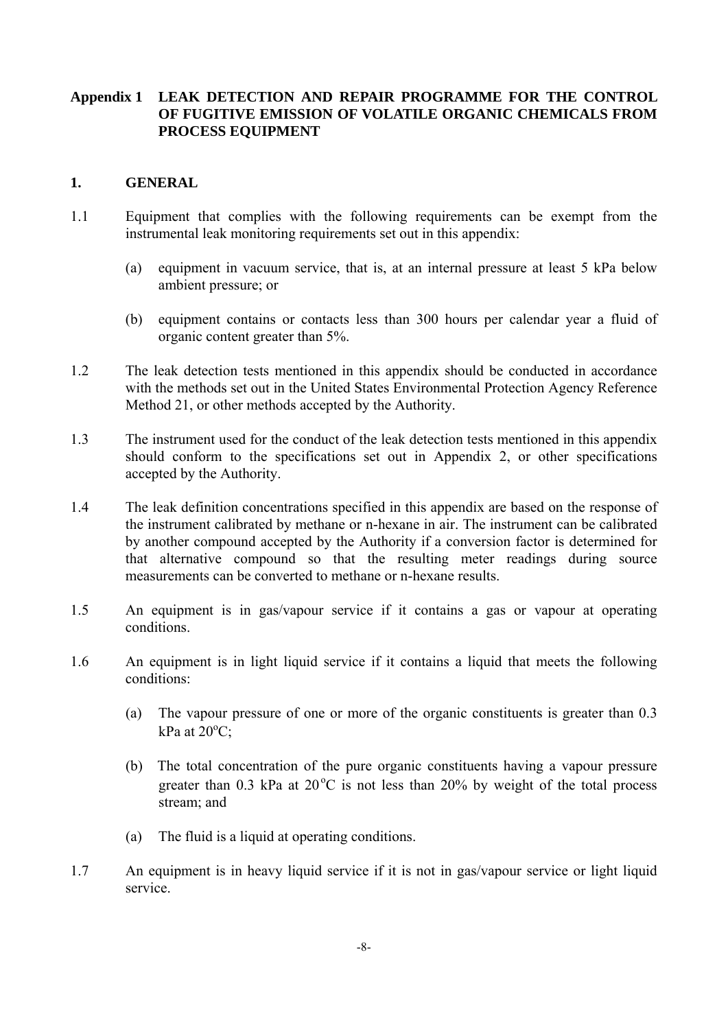## Appendix 1 LEAK DETECTION AND REPAIR PROGRAMME FOR THE CONTROL OF FUGITIVE EMISSION OF VOLATILE ORGANIC CHEMICALS FROM PROCESS EQUIPMENT

### 1. GENERAL

1.1 Equipment that complies with the following requirements can be exempt from the instrumental leak monitoring requirements set out in this appendix:

(a) equipment in vacuum service, that is, at an internal pressure at least 5 kPa below ambient pressure; or

(b) equipment contains or contacts less than 300 hours per calendar year a fluid of organic content greater than 5%.

1.2 The leak detection tests mentioned in this appendix should be conducted in accordance with the methods set out in the United States Environmental Protection Agency Reference Method 21, or other methods accepted by the Authority.

1.3 The instrument used for the conduct of the leak detection tests mentioned in this appendix should conform to the specifications set out in Appendix 2, or other specifications accepted by the Authority.

1.4 The leak definition concentrations specified in this appendix are based on the response of the instrument calibrated by methane or n-hexane in air. The instrument can be calibrated by another compound accepted by the Authority if a conversion factor is determined for that alternative compound so that the resulting meter readings during source measurements can be converted to methane or n-hexane results.

1.5 An equipment is in gas/vapour service if it contains a gas or vapour at operating conditions.

1.6 An equipment is in light liquid service if it contains a liquid that meets the following conditions:

(a) The vapour pressure of one or more of the organic constituents is greater than 0.3 kPa at 20°C;

(b) The total concentration of the pure organic constituents having a vapour pressure greater than 0.3 kPa at 20°C is not less than 20% by weight of the total process stream; and

(a) The fluid is a liquid at operating conditions.

1.7 An equipment is in heavy liquid service if it is not in gas/vapour service or light liquid service.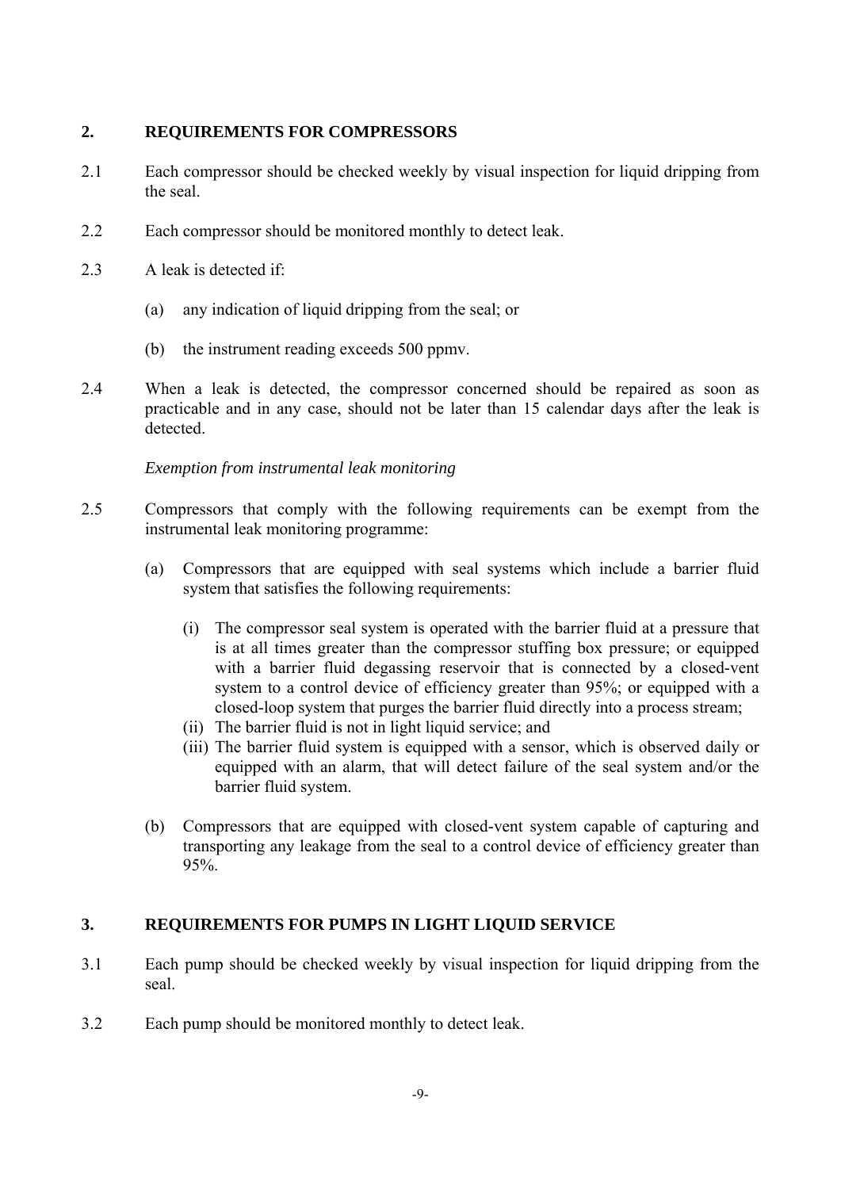## 2. REQUIREMENTS FOR COMPRESSORS

2.1 Each compressor should be checked weekly by visual inspection for liquid dripping from the seal.

2.2 Each compressor should be monitored monthly to detect leak.

2.3 A leak is detected if:

(a) any indication of liquid dripping from the seal; or

(b) the instrument reading exceeds 500 ppmv.

2.4 When a leak is detected, the compressor concerned should be repaired as soon as practicable and in any case, should not be later than 15 calendar days after the leak is detected.

*Exemption from instrumental leak monitoring*

2.5 Compressors that comply with the following requirements can be exempt from the instrumental leak monitoring programme:

(a) Compressors that are equipped with seal systems which include a barrier fluid system that satisfies the following requirements:

(i) The compressor seal system is operated with the barrier fluid at a pressure that is at all times greater than the compressor stuffing box pressure; or equipped with a barrier fluid degassing reservoir that is connected by a closed-vent system to a control device of efficiency greater than 95%; or equipped with a closed-loop system that purges the barrier fluid directly into a process stream;

(ii) The barrier fluid is not in light liquid service; and

(iii) The barrier fluid system is equipped with a sensor, which is observed daily or equipped with an alarm, that will detect failure of the seal system and/or the barrier fluid system.

(b) Compressors that are equipped with closed-vent system capable of capturing and transporting any leakage from the seal to a control device of efficiency greater than 95%.

## 3. REQUIREMENTS FOR PUMPS IN LIGHT LIQUID SERVICE

3.1 Each pump should be checked weekly by visual inspection for liquid dripping from the seal.

3.2 Each pump should be monitored monthly to detect leak.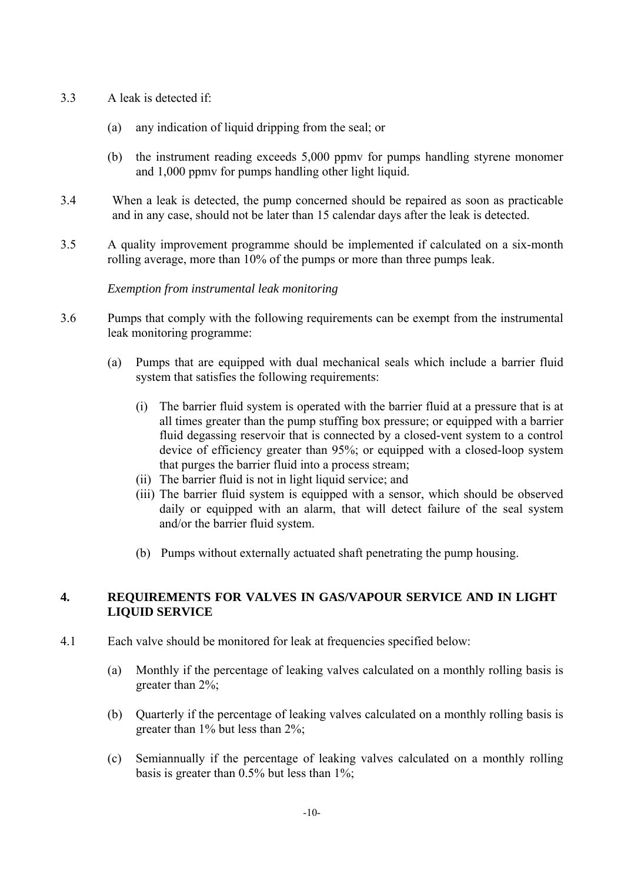3.3 A leak is detected if:

(a) any indication of liquid dripping from the seal; or

(b) the instrument reading exceeds 5,000 ppmv for pumps handling styrene monomer and 1,000 ppmv for pumps handling other light liquid.

3.4 When a leak is detected, the pump concerned should be repaired as soon as practicable and in any case, should not be later than 15 calendar days after the leak is detected.

3.5 A quality improvement programme should be implemented if calculated on a six-month rolling average, more than 10% of the pumps or more than three pumps leak.

*Exemption from instrumental leak monitoring*

3.6 Pumps that comply with the following requirements can be exempt from the instrumental leak monitoring programme:

(a) Pumps that are equipped with dual mechanical seals which include a barrier fluid system that satisfies the following requirements:

(i) The barrier fluid system is operated with the barrier fluid at a pressure that is at all times greater than the pump stuffing box pressure; or equipped with a barrier fluid degassing reservoir that is connected by a closed-vent system to a control device of efficiency greater than 95%; or equipped with a closed-loop system that purges the barrier fluid into a process stream;

(ii) The barrier fluid is not in light liquid service; and

(iii) The barrier fluid system is equipped with a sensor, which should be observed daily or equipped with an alarm, that will detect failure of the seal system and/or the barrier fluid system.

(b) Pumps without externally actuated shaft penetrating the pump housing.

## 4. REQUIREMENTS FOR VALVES IN GAS/VAPOUR SERVICE AND IN LIGHT LIQUID SERVICE

4.1 Each valve should be monitored for leak at frequencies specified below:

(a) Monthly if the percentage of leaking valves calculated on a monthly rolling basis is greater than 2%;

(b) Quarterly if the percentage of leaking valves calculated on a monthly rolling basis is greater than 1% but less than 2%;

(c) Semiannually if the percentage of leaking valves calculated on a monthly rolling basis is greater than 0.5% but less than 1%;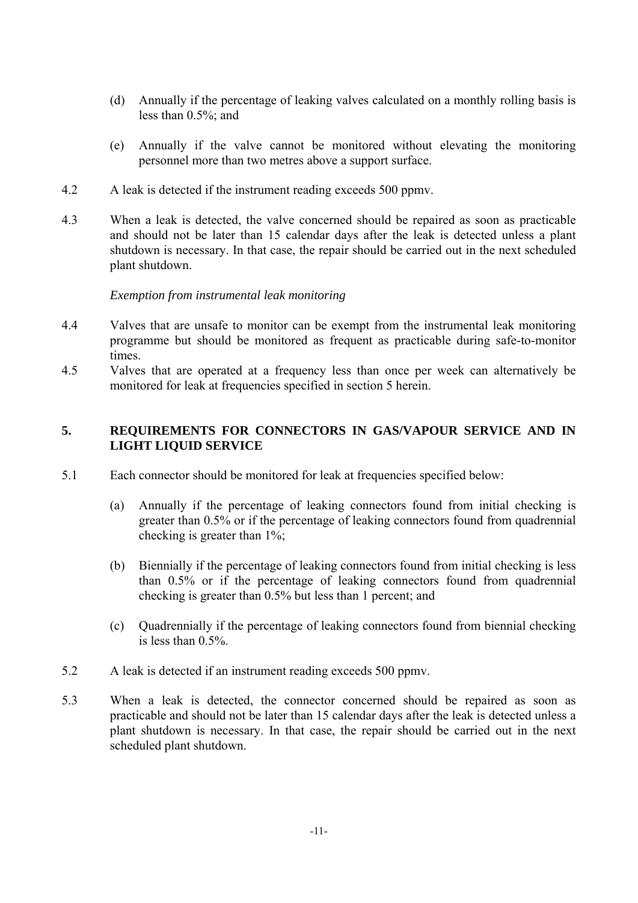(d) Annually if the percentage of leaking valves calculated on a monthly rolling basis is less than 0.5%; and

(e) Annually if the valve cannot be monitored without elevating the monitoring personnel more than two metres above a support surface.

4.2 A leak is detected if the instrument reading exceeds 500 ppmv.

4.3 When a leak is detected, the valve concerned should be repaired as soon as practicable and should not be later than 15 calendar days after the leak is detected unless a plant shutdown is necessary. In that case, the repair should be carried out in the next scheduled plant shutdown.

*Exemption from instrumental leak monitoring*

4.4 Valves that are unsafe to monitor can be exempt from the instrumental leak monitoring programme but should be monitored as frequent as practicable during safe-to-monitor times.

4.5 Valves that are operated at a frequency less than once per week can alternatively be monitored for leak at frequencies specified in section 5 herein.

## 5. REQUIREMENTS FOR CONNECTORS IN GAS/VAPOUR SERVICE AND IN LIGHT LIQUID SERVICE

5.1 Each connector should be monitored for leak at frequencies specified below:

(a) Annually if the percentage of leaking connectors found from initial checking is greater than 0.5% or if the percentage of leaking connectors found from quadrennial checking is greater than 1%;

(b) Biennially if the percentage of leaking connectors found from initial checking is less than 0.5% or if the percentage of leaking connectors found from quadrennial checking is greater than 0.5% but less than 1 percent; and

(c) Quadrennially if the percentage of leaking connectors found from biennial checking is less than 0.5%.

5.2 A leak is detected if an instrument reading exceeds 500 ppmv.

5.3 When a leak is detected, the connector concerned should be repaired as soon as practicable and should not be later than 15 calendar days after the leak is detected unless a plant shutdown is necessary. In that case, the repair should be carried out in the next scheduled plant shutdown.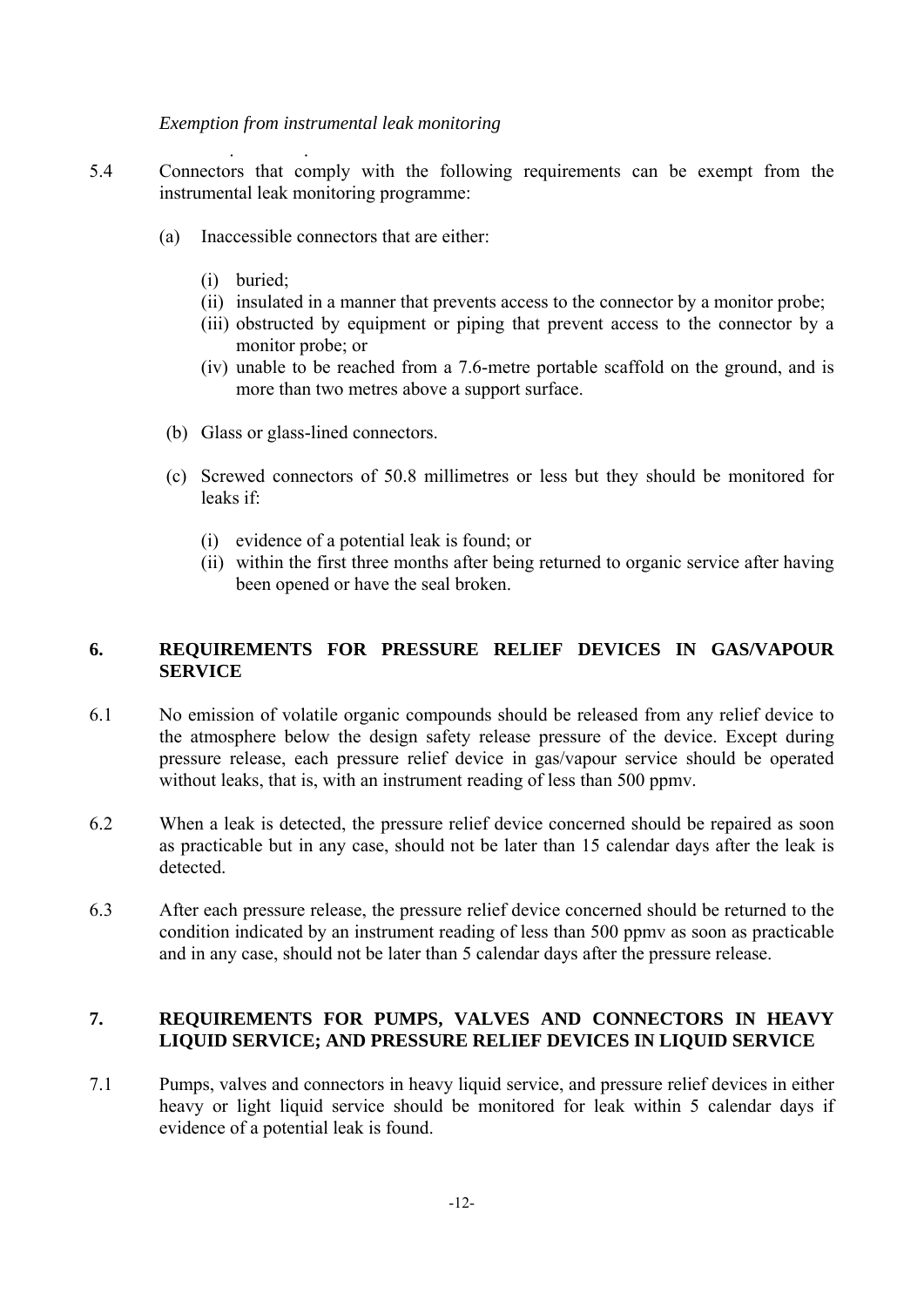*Exemption from instrumental leak monitoring*

5.4 Connectors that comply with the following requirements can be exempt from the instrumental leak monitoring programme:

(a) Inaccessible connectors that are either:

(i) buried;
(ii) insulated in a manner that prevents access to the connector by a monitor probe;
(iii) obstructed by equipment or piping that prevent access to the connector by a monitor probe; or
(iv) unable to be reached from a 7.6-metre portable scaffold on the ground, and is more than two metres above a support surface.

(b) Glass or glass-lined connectors.

(c) Screwed connectors of 50.8 millimetres or less but they should be monitored for leaks if:

(i) evidence of a potential leak is found; or
(ii) within the first three months after being returned to organic service after having been opened or have the seal broken.

## 6. REQUIREMENTS FOR PRESSURE RELIEF DEVICES IN GAS/VAPOUR SERVICE

6.1 No emission of volatile organic compounds should be released from any relief device to the atmosphere below the design safety release pressure of the device. Except during pressure release, each pressure relief device in gas/vapour service should be operated without leaks, that is, with an instrument reading of less than 500 ppmv.

6.2 When a leak is detected, the pressure relief device concerned should be repaired as soon as practicable but in any case, should not be later than 15 calendar days after the leak is detected.

6.3 After each pressure release, the pressure relief device concerned should be returned to the condition indicated by an instrument reading of less than 500 ppmv as soon as practicable and in any case, should not be later than 5 calendar days after the pressure release.

## 7. REQUIREMENTS FOR PUMPS, VALVES AND CONNECTORS IN HEAVY LIQUID SERVICE; AND PRESSURE RELIEF DEVICES IN LIQUID SERVICE

7.1 Pumps, valves and connectors in heavy liquid service, and pressure relief devices in either heavy or light liquid service should be monitored for leak within 5 calendar days if evidence of a potential leak is found.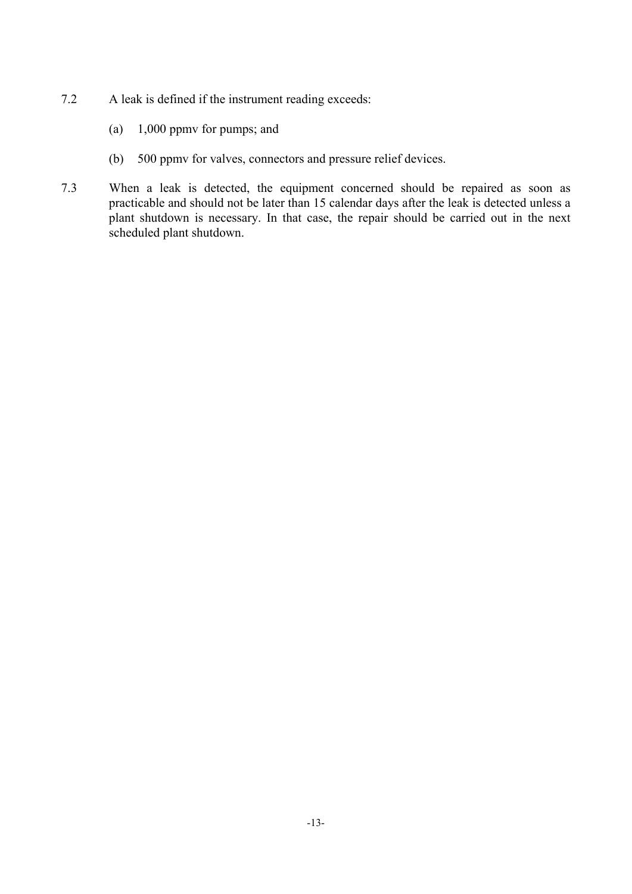7.2 A leak is defined if the instrument reading exceeds:

(a) 1,000 ppmv for pumps; and

(b) 500 ppmv for valves, connectors and pressure relief devices.

7.3 When a leak is detected, the equipment concerned should be repaired as soon as practicable and should not be later than 15 calendar days after the leak is detected unless a plant shutdown is necessary. In that case, the repair should be carried out in the next scheduled plant shutdown.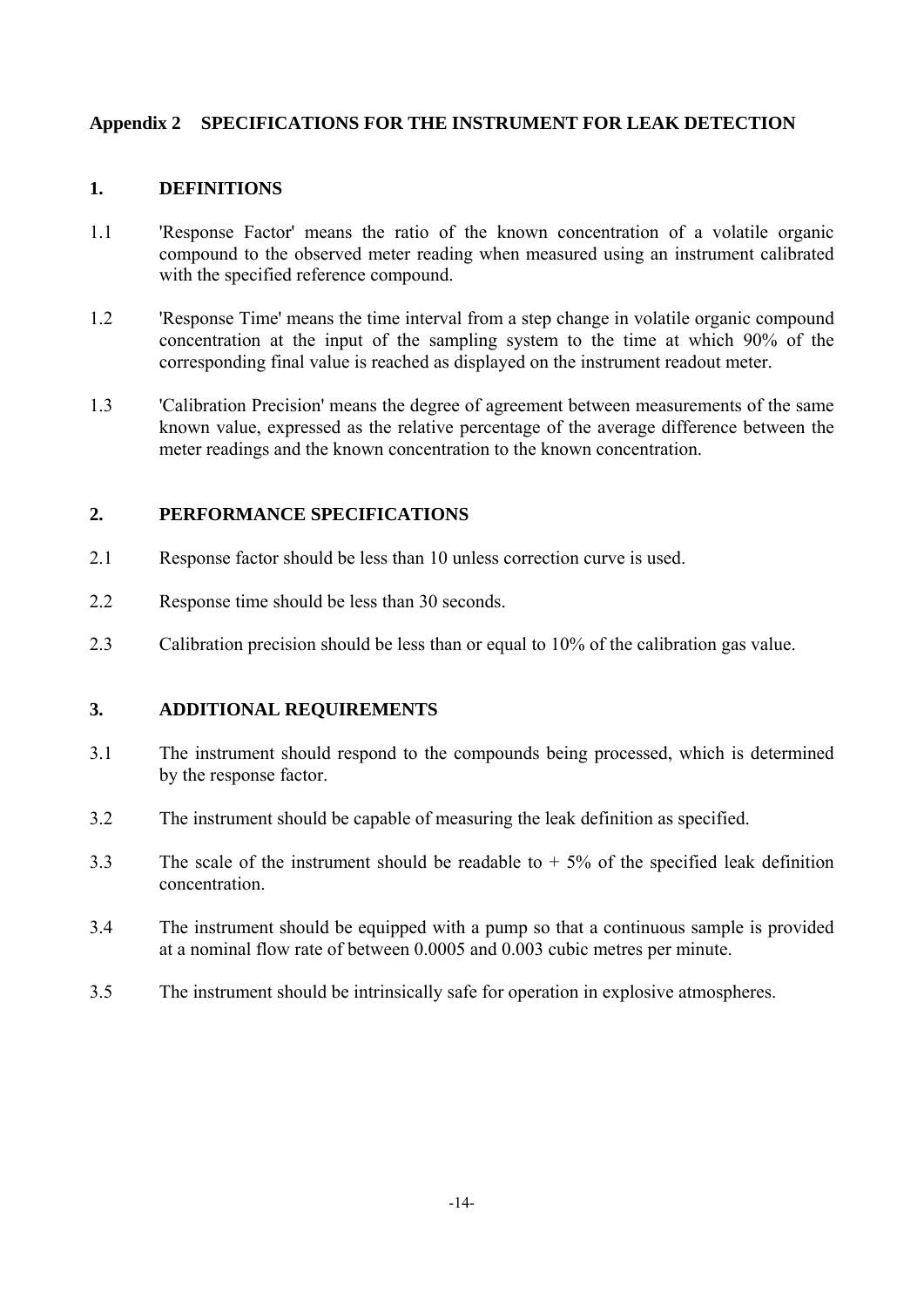## Appendix 2 SPECIFICATIONS FOR THE INSTRUMENT FOR LEAK DETECTION

### 1. DEFINITIONS

1.1 'Response Factor' means the ratio of the known concentration of a volatile organic compound to the observed meter reading when measured using an instrument calibrated with the specified reference compound.

1.2 'Response Time' means the time interval from a step change in volatile organic compound concentration at the input of the sampling system to the time at which 90% of the corresponding final value is reached as displayed on the instrument readout meter.

1.3 'Calibration Precision' means the degree of agreement between measurements of the same known value, expressed as the relative percentage of the average difference between the meter readings and the known concentration to the known concentration.

### 2. PERFORMANCE SPECIFICATIONS

2.1 Response factor should be less than 10 unless correction curve is used.

2.2 Response time should be less than 30 seconds.

2.3 Calibration precision should be less than or equal to 10% of the calibration gas value.

### 3. ADDITIONAL REQUIREMENTS

3.1 The instrument should respond to the compounds being processed, which is determined by the response factor.

3.2 The instrument should be capable of measuring the leak definition as specified.

3.3 The scale of the instrument should be readable to + 5% of the specified leak definition concentration.

3.4 The instrument should be equipped with a pump so that a continuous sample is provided at a nominal flow rate of between 0.0005 and 0.003 cubic metres per minute.

3.5 The instrument should be intrinsically safe for operation in explosive atmospheres.